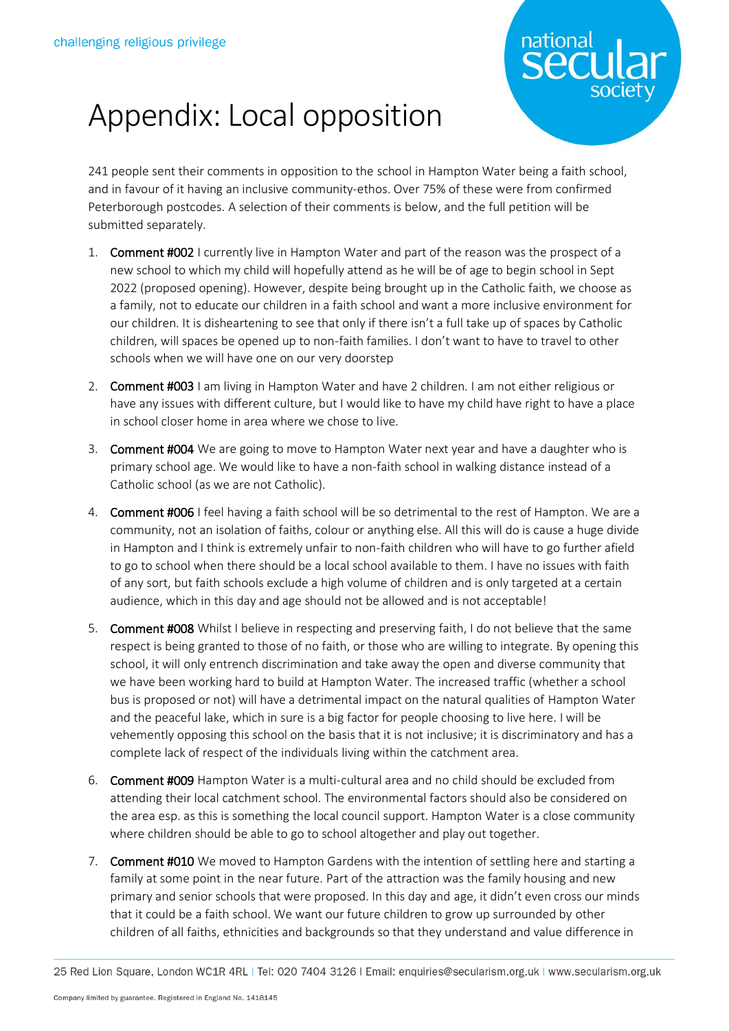# Appendix: Local opposition

241 people sent their comments in opposition to the school in Hampton Water being a faith school, and in favour of it having an inclusive community-ethos. Over 75% of these were from confirmed Peterborough postcodes. A selection of their comments is below, and the full petition will be submitted separately.

1. **Comment #002** I currently live in Hampton Water and part of the reason was the prospect of a new school to which my child will hopefully attend as he will be of age to begin school in Sept 2022 (proposed opening). However, despite being brought up in the Catholic faith, we choose as a family, not to educate our children in a faith school and want a more inclusive environment for our children. It is disheartening to see that only if there isn't a full take up of spaces by Catholic children, will spaces be opened up to non-faith families. I don't want to have to travel to other schools when we will have one on our very doorstep

2. **Comment #003** I am living in Hampton Water and have 2 children. I am not either religious or have any issues with different culture, but I would like to have my child have right to have a place in school closer home in area where we chose to live.

3. **Comment #004** We are going to move to Hampton Water next year and have a daughter who is primary school age. We would like to have a non-faith school in walking distance instead of a Catholic school (as we are not Catholic).

4. **Comment #006** I feel having a faith school will be so detrimental to the rest of Hampton. We are a community, not an isolation of faiths, colour or anything else. All this will do is cause a huge divide in Hampton and I think is extremely unfair to non-faith children who will have to go further afield to go to school when there should be a local school available to them. I have no issues with faith of any sort, but faith schools exclude a high volume of children and is only targeted at a certain audience, which in this day and age should not be allowed and is not acceptable!

5. **Comment #008** Whilst I believe in respecting and preserving faith, I do not believe that the same respect is being granted to those of no faith, or those who are willing to integrate. By opening this school, it will only entrench discrimination and take away the open and diverse community that we have been working hard to build at Hampton Water. The increased traffic (whether a school bus is proposed or not) will have a detrimental impact on the natural qualities of Hampton Water and the peaceful lake, which in sure is a big factor for people choosing to live here. I will be vehemently opposing this school on the basis that it is not inclusive; it is discriminatory and has a complete lack of respect of the individuals living within the catchment area.

6. **Comment #009** Hampton Water is a multi-cultural area and no child should be excluded from attending their local catchment school. The environmental factors should also be considered on the area esp. as this is something the local council support. Hampton Water is a close community where children should be able to go to school altogether and play out together.

7. **Comment #010** We moved to Hampton Gardens with the intention of settling here and starting a family at some point in the near future. Part of the attraction was the family housing and new primary and senior schools that were proposed. In this day and age, it didn't even cross our minds that it could be a faith school. We want our future children to grow up surrounded by other children of all faiths, ethnicities and backgrounds so that they understand and value difference in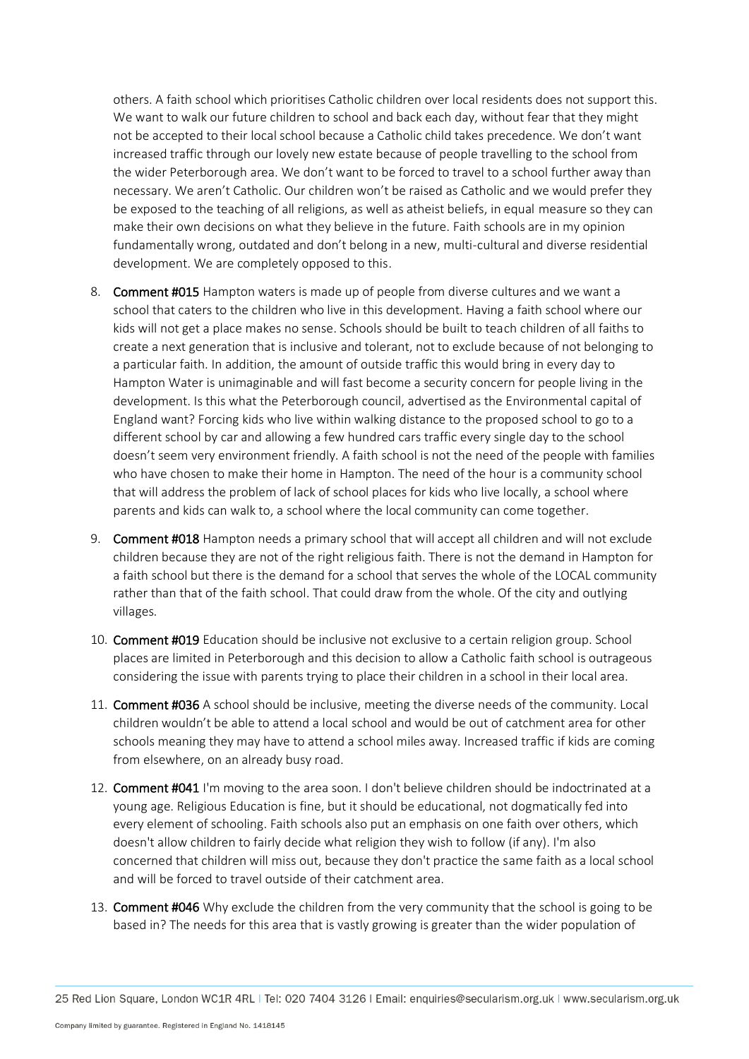others. A faith school which prioritises Catholic children over local residents does not support this. We want to walk our future children to school and back each day, without fear that they might not be accepted to their local school because a Catholic child takes precedence. We don't want increased traffic through our lovely new estate because of people travelling to the school from the wider Peterborough area. We don't want to be forced to travel to a school further away than necessary. We aren't Catholic. Our children won't be raised as Catholic and we would prefer they be exposed to the teaching of all religions, as well as atheist beliefs, in equal measure so they can make their own decisions on what they believe in the future. Faith schools are in my opinion fundamentally wrong, outdated and don't belong in a new, multi-cultural and diverse residential development. We are completely opposed to this.

8. **Comment #015** Hampton waters is made up of people from diverse cultures and we want a school that caters to the children who live in this development. Having a faith school where our kids will not get a place makes no sense. Schools should be built to teach children of all faiths to create a next generation that is inclusive and tolerant, not to exclude because of not belonging to a particular faith. In addition, the amount of outside traffic this would bring in every day to Hampton Water is unimaginable and will fast become a security concern for people living in the development. Is this what the Peterborough council, advertised as the Environmental capital of England want? Forcing kids who live within walking distance to the proposed school to go to a different school by car and allowing a few hundred cars traffic every single day to the school doesn't seem very environment friendly. A faith school is not the need of the people with families who have chosen to make their home in Hampton. The need of the hour is a community school that will address the problem of lack of school places for kids who live locally, a school where parents and kids can walk to, a school where the local community can come together.

9. **Comment #018** Hampton needs a primary school that will accept all children and will not exclude children because they are not of the right religious faith. There is not the demand in Hampton for a faith school but there is the demand for a school that serves the whole of the LOCAL community rather than that of the faith school. That could draw from the whole. Of the city and outlying villages.

10. **Comment #019** Education should be inclusive not exclusive to a certain religion group. School places are limited in Peterborough and this decision to allow a Catholic faith school is outrageous considering the issue with parents trying to place their children in a school in their local area.

11. **Comment #036** A school should be inclusive, meeting the diverse needs of the community. Local children wouldn't be able to attend a local school and would be out of catchment area for other schools meaning they may have to attend a school miles away. Increased traffic if kids are coming from elsewhere, on an already busy road.

12. **Comment #041** I'm moving to the area soon. I don't believe children should be indoctrinated at a young age. Religious Education is fine, but it should be educational, not dogmatically fed into every element of schooling. Faith schools also put an emphasis on one faith over others, which doesn't allow children to fairly decide what religion they wish to follow (if any). I'm also concerned that children will miss out, because they don't practice the same faith as a local school and will be forced to travel outside of their catchment area.

13. **Comment #046** Why exclude the children from the very community that the school is going to be based in? The needs for this area that is vastly growing is greater than the wider population of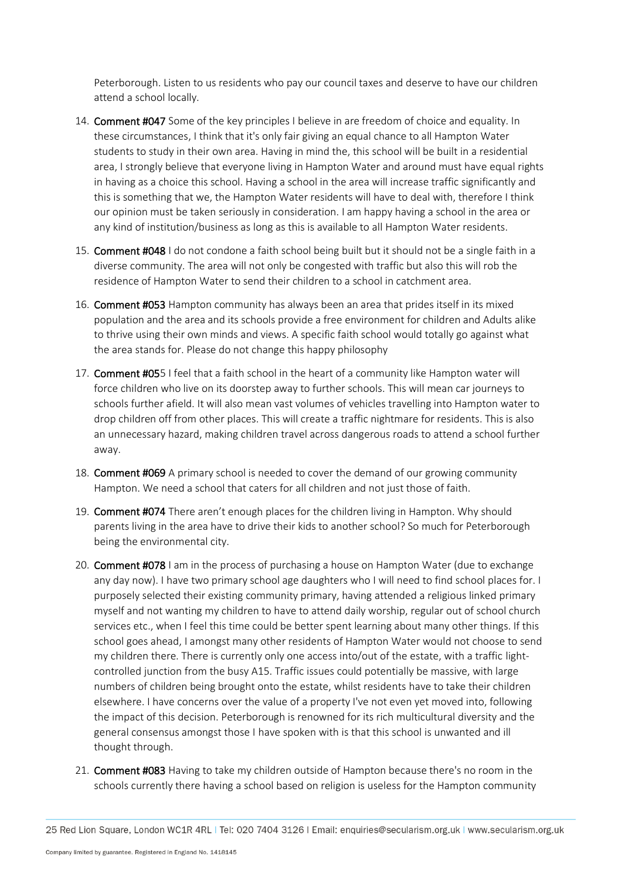Peterborough. Listen to us residents who pay our council taxes and deserve to have our children attend a school locally.

14. **Comment #047** Some of the key principles I believe in are freedom of choice and equality. In these circumstances, I think that it's only fair giving an equal chance to all Hampton Water students to study in their own area. Having in mind the, this school will be built in a residential area, I strongly believe that everyone living in Hampton Water and around must have equal rights in having as a choice this school. Having a school in the area will increase traffic significantly and this is something that we, the Hampton Water residents will have to deal with, therefore I think our opinion must be taken seriously in consideration. I am happy having a school in the area or any kind of institution/business as long as this is available to all Hampton Water residents.

15. **Comment #048** I do not condone a faith school being built but it should not be a single faith in a diverse community. The area will not only be congested with traffic but also this will rob the residence of Hampton Water to send their children to a school in catchment area.

16. **Comment #053** Hampton community has always been an area that prides itself in its mixed population and the area and its schools provide a free environment for children and Adults alike to thrive using their own minds and views. A specific faith school would totally go against what the area stands for. Please do not change this happy philosophy

17. **Comment #05**5 I feel that a faith school in the heart of a community like Hampton water will force children who live on its doorstep away to further schools. This will mean car journeys to schools further afield. It will also mean vast volumes of vehicles travelling into Hampton water to drop children off from other places. This will create a traffic nightmare for residents. This is also an unnecessary hazard, making children travel across dangerous roads to attend a school further away.

18. **Comment #069** A primary school is needed to cover the demand of our growing community Hampton. We need a school that caters for all children and not just those of faith.

19. **Comment #074** There aren't enough places for the children living in Hampton. Why should parents living in the area have to drive their kids to another school? So much for Peterborough being the environmental city.

20. **Comment #078** I am in the process of purchasing a house on Hampton Water (due to exchange any day now). I have two primary school age daughters who I will need to find school places for. I purposely selected their existing community primary, having attended a religious linked primary myself and not wanting my children to have to attend daily worship, regular out of school church services etc., when I feel this time could be better spent learning about many other things. If this school goes ahead, I amongst many other residents of Hampton Water would not choose to send my children there. There is currently only one access into/out of the estate, with a traffic light-controlled junction from the busy A15. Traffic issues could potentially be massive, with large numbers of children being brought onto the estate, whilst residents have to take their children elsewhere. I have concerns over the value of a property I've not even yet moved into, following the impact of this decision. Peterborough is renowned for its rich multicultural diversity and the general consensus amongst those I have spoken with is that this school is unwanted and ill thought through.

21. **Comment #083** Having to take my children outside of Hampton because there's no room in the schools currently there having a school based on religion is useless for the Hampton community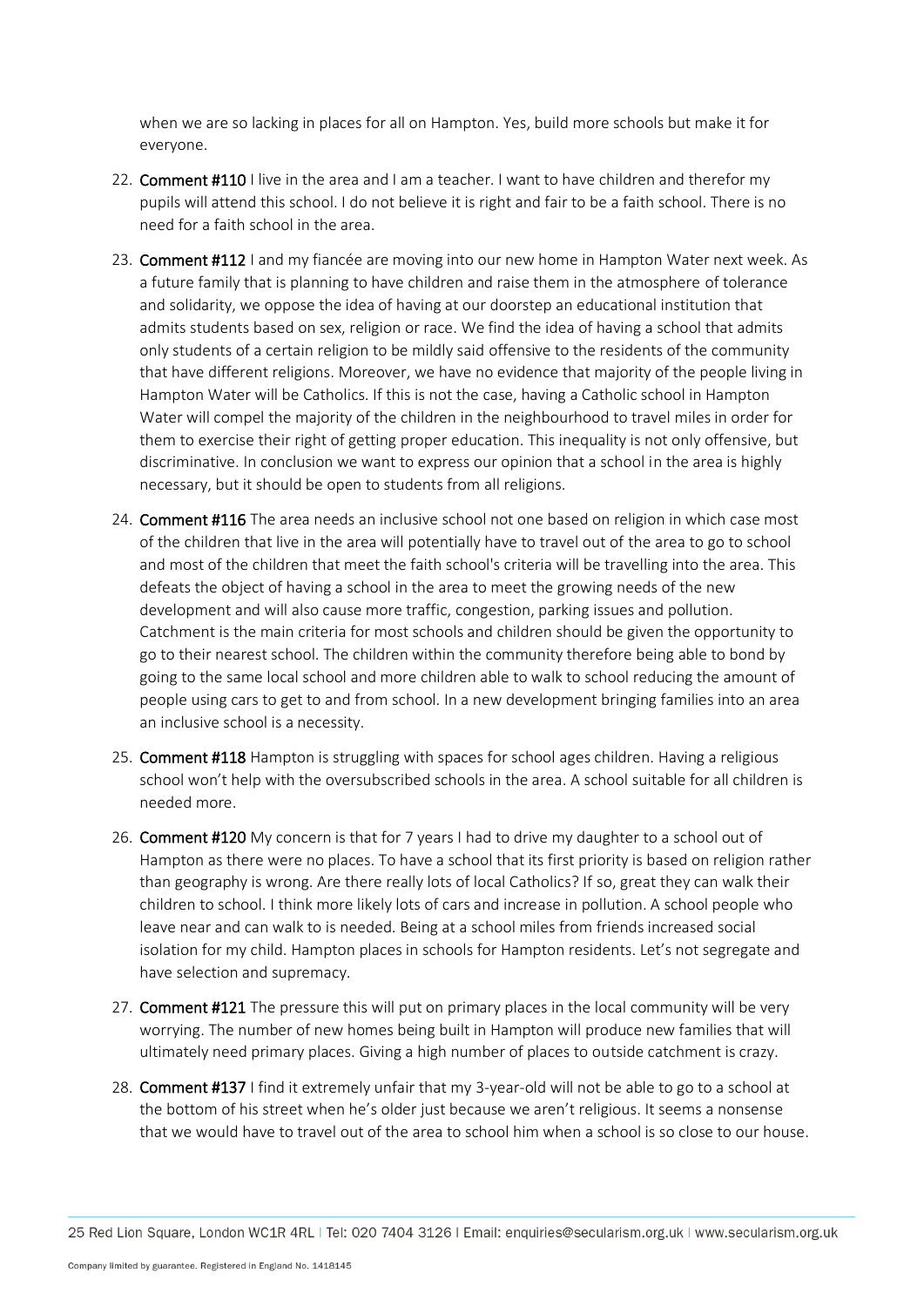when we are so lacking in places for all on Hampton. Yes, build more schools but make it for everyone.

22. **Comment #110** I live in the area and I am a teacher. I want to have children and therefor my pupils will attend this school. I do not believe it is right and fair to be a faith school. There is no need for a faith school in the area.

23. **Comment #112** I and my fiancée are moving into our new home in Hampton Water next week. As a future family that is planning to have children and raise them in the atmosphere of tolerance and solidarity, we oppose the idea of having at our doorstep an educational institution that admits students based on sex, religion or race. We find the idea of having a school that admits only students of a certain religion to be mildly said offensive to the residents of the community that have different religions. Moreover, we have no evidence that majority of the people living in Hampton Water will be Catholics. If this is not the case, having a Catholic school in Hampton Water will compel the majority of the children in the neighbourhood to travel miles in order for them to exercise their right of getting proper education. This inequality is not only offensive, but discriminative. In conclusion we want to express our opinion that a school in the area is highly necessary, but it should be open to students from all religions.

24. **Comment #116** The area needs an inclusive school not one based on religion in which case most of the children that live in the area will potentially have to travel out of the area to go to school and most of the children that meet the faith school's criteria will be travelling into the area. This defeats the object of having a school in the area to meet the growing needs of the new development and will also cause more traffic, congestion, parking issues and pollution. Catchment is the main criteria for most schools and children should be given the opportunity to go to their nearest school. The children within the community therefore being able to bond by going to the same local school and more children able to walk to school reducing the amount of people using cars to get to and from school. In a new development bringing families into an area an inclusive school is a necessity.

25. **Comment #118** Hampton is struggling with spaces for school ages children. Having a religious school won't help with the oversubscribed schools in the area. A school suitable for all children is needed more.

26. **Comment #120** My concern is that for 7 years I had to drive my daughter to a school out of Hampton as there were no places. To have a school that its first priority is based on religion rather than geography is wrong. Are there really lots of local Catholics? If so, great they can walk their children to school. I think more likely lots of cars and increase in pollution. A school people who leave near and can walk to is needed. Being at a school miles from friends increased social isolation for my child. Hampton places in schools for Hampton residents. Let's not segregate and have selection and supremacy.

27. **Comment #121** The pressure this will put on primary places in the local community will be very worrying. The number of new homes being built in Hampton will produce new families that will ultimately need primary places. Giving a high number of places to outside catchment is crazy.

28. **Comment #137** I find it extremely unfair that my 3-year-old will not be able to go to a school at the bottom of his street when he's older just because we aren't religious. It seems a nonsense that we would have to travel out of the area to school him when a school is so close to our house.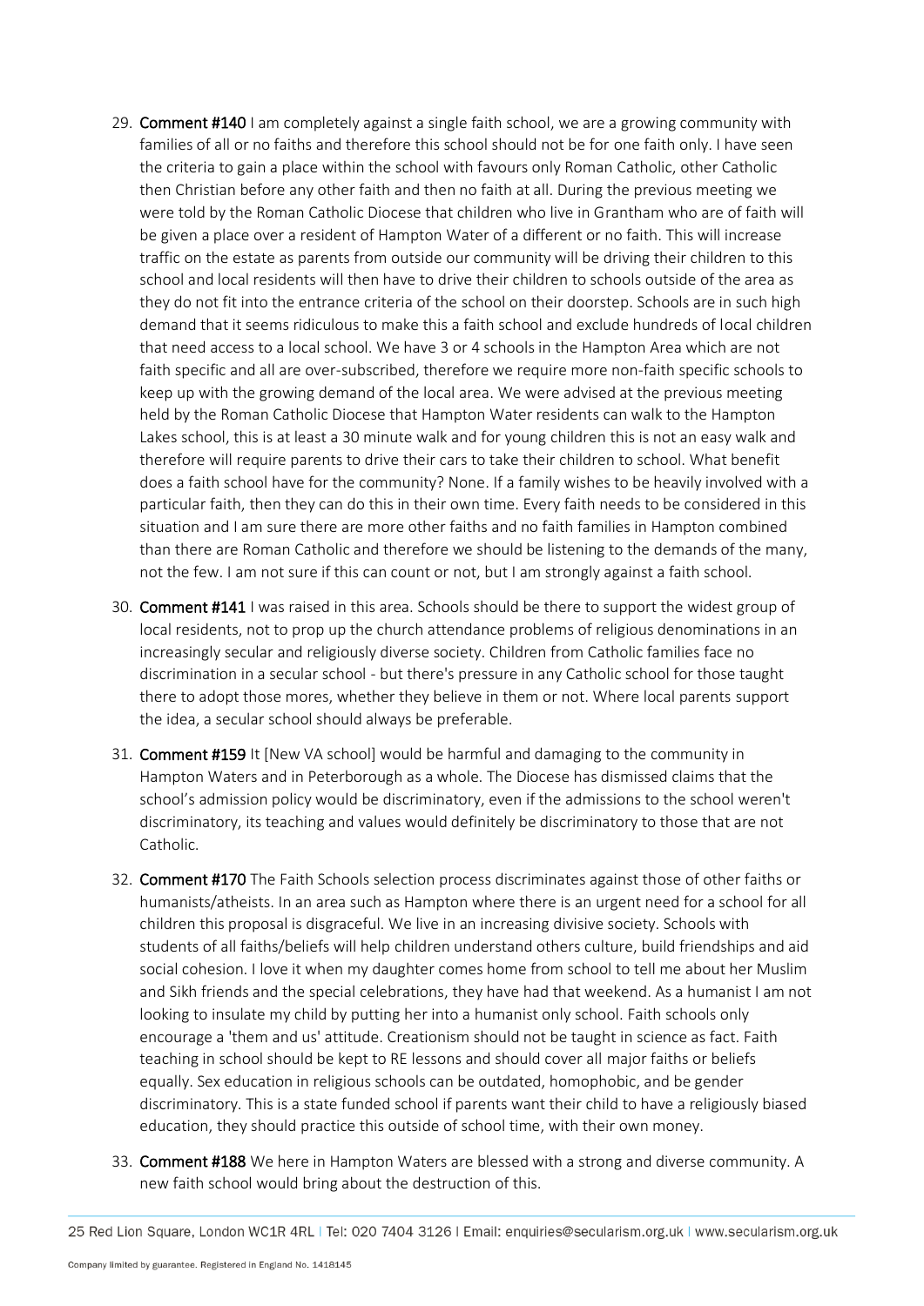29. **Comment #140** I am completely against a single faith school, we are a growing community with families of all or no faiths and therefore this school should not be for one faith only. I have seen the criteria to gain a place within the school with favours only Roman Catholic, other Catholic then Christian before any other faith and then no faith at all. During the previous meeting we were told by the Roman Catholic Diocese that children who live in Grantham who are of faith will be given a place over a resident of Hampton Water of a different or no faith. This will increase traffic on the estate as parents from outside our community will be driving their children to this school and local residents will then have to drive their children to schools outside of the area as they do not fit into the entrance criteria of the school on their doorstep. Schools are in such high demand that it seems ridiculous to make this a faith school and exclude hundreds of local children that need access to a local school. We have 3 or 4 schools in the Hampton Area which are not faith specific and all are over-subscribed, therefore we require more non-faith specific schools to keep up with the growing demand of the local area. We were advised at the previous meeting held by the Roman Catholic Diocese that Hampton Water residents can walk to the Hampton Lakes school, this is at least a 30 minute walk and for young children this is not an easy walk and therefore will require parents to drive their cars to take their children to school. What benefit does a faith school have for the community? None. If a family wishes to be heavily involved with a particular faith, then they can do this in their own time. Every faith needs to be considered in this situation and I am sure there are more other faiths and no faith families in Hampton combined than there are Roman Catholic and therefore we should be listening to the demands of the many, not the few. I am not sure if this can count or not, but I am strongly against a faith school.

30. **Comment #141** I was raised in this area. Schools should be there to support the widest group of local residents, not to prop up the church attendance problems of religious denominations in an increasingly secular and religiously diverse society. Children from Catholic families face no discrimination in a secular school - but there's pressure in any Catholic school for those taught there to adopt those mores, whether they believe in them or not. Where local parents support the idea, a secular school should always be preferable.

31. **Comment #159** It [New VA school] would be harmful and damaging to the community in Hampton Waters and in Peterborough as a whole. The Diocese has dismissed claims that the school's admission policy would be discriminatory, even if the admissions to the school weren't discriminatory, its teaching and values would definitely be discriminatory to those that are not Catholic.

32. **Comment #170** The Faith Schools selection process discriminates against those of other faiths or humanists/atheists. In an area such as Hampton where there is an urgent need for a school for all children this proposal is disgraceful. We live in an increasing divisive society. Schools with students of all faiths/beliefs will help children understand others culture, build friendships and aid social cohesion. I love it when my daughter comes home from school to tell me about her Muslim and Sikh friends and the special celebrations, they have had that weekend. As a humanist I am not looking to insulate my child by putting her into a humanist only school. Faith schools only encourage a 'them and us' attitude. Creationism should not be taught in science as fact. Faith teaching in school should be kept to RE lessons and should cover all major faiths or beliefs equally. Sex education in religious schools can be outdated, homophobic, and be gender discriminatory. This is a state funded school if parents want their child to have a religiously biased education, they should practice this outside of school time, with their own money.

33. **Comment #188** We here in Hampton Waters are blessed with a strong and diverse community. A new faith school would bring about the destruction of this.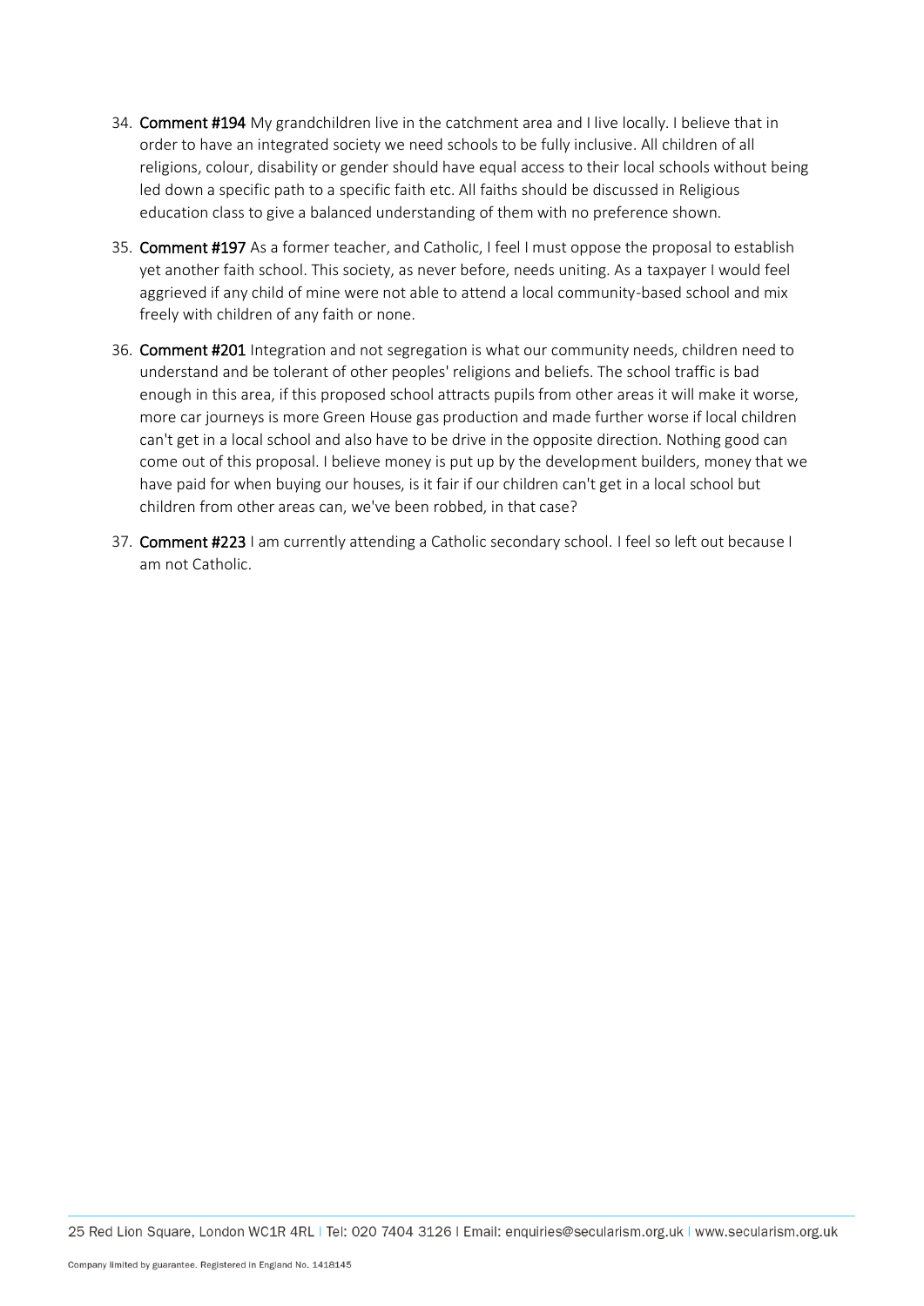34. **Comment #194** My grandchildren live in the catchment area and I live locally. I believe that in order to have an integrated society we need schools to be fully inclusive. All children of all religions, colour, disability or gender should have equal access to their local schools without being led down a specific path to a specific faith etc. All faiths should be discussed in Religious education class to give a balanced understanding of them with no preference shown.

35. **Comment #197** As a former teacher, and Catholic, I feel I must oppose the proposal to establish yet another faith school. This society, as never before, needs uniting. As a taxpayer I would feel aggrieved if any child of mine were not able to attend a local community-based school and mix freely with children of any faith or none.

36. **Comment #201** Integration and not segregation is what our community needs, children need to understand and be tolerant of other peoples' religions and beliefs. The school traffic is bad enough in this area, if this proposed school attracts pupils from other areas it will make it worse, more car journeys is more Green House gas production and made further worse if local children can't get in a local school and also have to be drive in the opposite direction. Nothing good can come out of this proposal. I believe money is put up by the development builders, money that we have paid for when buying our houses, is it fair if our children can't get in a local school but children from other areas can, we've been robbed, in that case?

37. **Comment #223** I am currently attending a Catholic secondary school. I feel so left out because I am not Catholic.